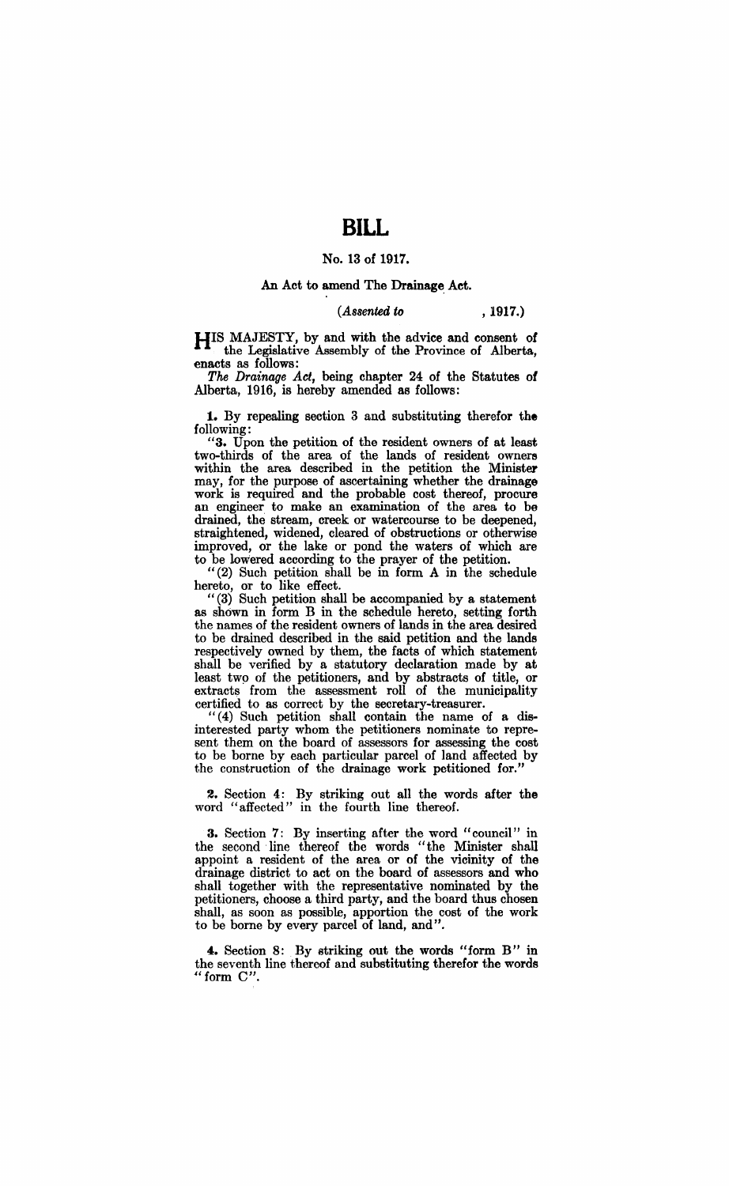# BILL

## No. 13 of 1917.

### An Act to amend The Drainage Act.

*(Assented to , 1917.)*

HIS MAJESTY, by and with the advice and consent of the Legislative Assembly of the Province of Alberta, enacts as follows:

*The Drainage Act*, being chapter 24 of the Statutes of Alberta, 1916, is hereby amended as follows:

**1.** By repealing section 3 and substituting therefor the following:

"**3.** Upon the petition of the resident owners of at least two-thirds of the area of the lands of resident owners within the area described in the petition the Minister may, for the purpose of ascertaining whether the drainage work is required and the probable cost thereof, procure an engineer to make an examination of the area to be drained, the stream, creek or watercourse to be deepened, straightened, widened, cleared of obstructions or otherwise improved, or the lake or pond the waters of which are to be lowered according to the prayer of the petition.

"(2) Such petition shall be in form A in the schedule hereto, or to like effect.

"(3) Such petition shall be accompanied by a statement as shown in form B in the schedule hereto, setting forth the names of the resident owners of lands in the area desired to be drained described in the said petition and the lands respectively owned by them, the facts of which statement shall be verified by a statutory declaration made by at least two of the petitioners, and by abstracts of title, or extracts from the assessment roll of the municipality certified to as correct by the secretary-treasurer.

"(4) Such petition shall contain the name of a disinterested party whom the petitioners nominate to represent them on the board of assessors for assessing the cost to be borne by each particular parcel of land affected by the construction of the drainage work petitioned for."

**2.** Section 4: By striking out all the words after the word "affected" in the fourth line thereof.

**3.** Section 7: By inserting after the word "council" in the second line thereof the words "the Minister shall appoint a resident of the area or of the vicinity of the drainage district to act on the board of assessors and who shall together with the representative nominated by the petitioners, choose a third party, and the board thus chosen shall, as soon as possible, apportion the cost of the work to be borne by every parcel of land, and".

**4.** Section 8: By striking out the words "form B" in the seventh line thereof and substituting therefor the words "form C".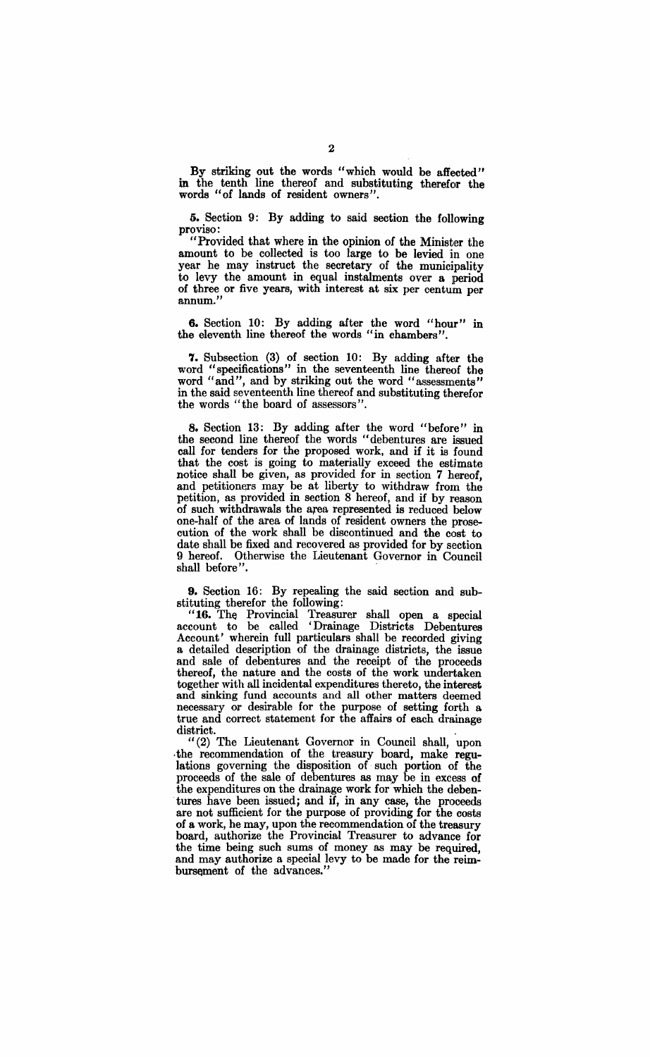By striking out the words "which would be affected" in the tenth line thereof and substituting therefor the words "of lands of resident owners".

**5.** Section 9: By adding to said section the following proviso:

"Provided that where in the opinion of the Minister the amount to be collected is too large to be levied in one year he may instruct the secretary of the municipality to levy the amount in equal instalments over a period of three or five years, with interest at six per centum per annum."

**6.** Section 10: By adding after the word "hour" in the eleventh line thereof the words "in chambers".

**7.** Subsection (3) of section 10: By adding after the word "specifications" in the seventeenth line thereof the word "and", and by striking out the word "assessments" in the said seventeenth line thereof and substituting therefor the words "the board of assessors".

**8.** Section 13: By adding after the word "before" in the second line thereof the words "debentures are issued call for tenders for the proposed work, and if it is found that the cost is going to materially exceed the estimate notice shall be given, as provided for in section 7 hereof, and petitioners may be at liberty to withdraw from the petition, as provided in section 8 hereof, and if by reason of such withdrawals the area represented is reduced below one-half of the area of lands of resident owners the prosecution of the work shall be discontinued and the cost to date shall be fixed and recovered as provided for by section 9 hereof. Otherwise the Lieutenant Governor in Council shall before".

**9.** Section 16: By repealing the said section and substituting therefor the following:

"**16.** The Provincial Treasurer shall open a special account to be called 'Drainage Districts Debentures Account' wherein full particulars shall be recorded giving a detailed description of the drainage districts, the issue and sale of debentures and the receipt of the proceeds thereof, the nature and the costs of the work undertaken together with all incidental expenditures thereto, the interest and sinking fund accounts and all other matters deemed necessary or desirable for the purpose of setting forth a true and correct statement for the affairs of each drainage district.

"(2) The Lieutenant Governor in Council shall, upon the recommendation of the treasury board, make regulations governing the disposition of such portion of the proceeds of the sale of debentures as may be in excess of the expenditures on the drainage work for which the debentures have been issued; and if, in any case, the proceeds are not sufficient for the purpose of providing for the costs of a work, he may, upon the recommendation of the treasury board, authorize the Provincial Treasurer to advance for the time being such sums of money as may be required, and may authorize a special levy to be made for the reimbursement of the advances."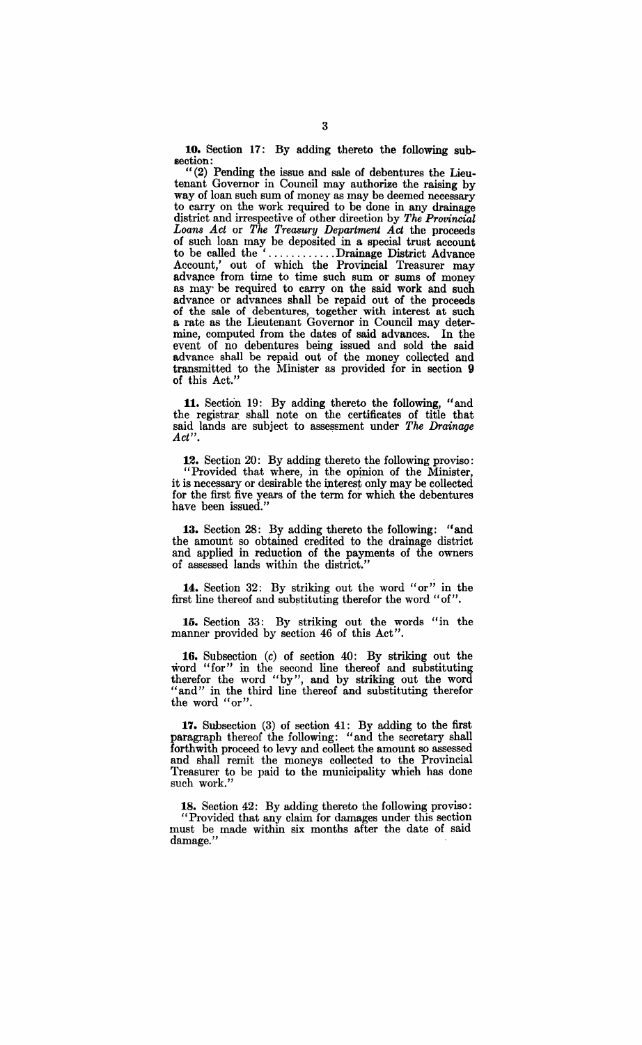**10.** Section 17: By adding thereto the following subsection:

"(2) Pending the issue and sale of debentures the Lieutenant Governor in Council may authorize the raising by way of loan such sum of money as may be deemed necessary to carry on the work required to be done in any drainage district and irrespective of other direction by *The Provincial Loans Act* or *The Treasury Department Act* the proceeds of such loan may be deposited in a special trust account to be called the '............Drainage District Advance Account,' out of which the Provincial Treasurer may advance from time to time such sum or sums of money as may be required to carry on the said work and such advance or advances shall be repaid out of the proceeds of the sale of debentures, together with interest at such a rate as the Lieutenant Governor in Council may determine, computed from the dates of said advances. In the event of no debentures being issued and sold the said advance shall be repaid out of the money collected and transmitted to the Minister as provided for in section 9 of this Act."

**11.** Section 19: By adding thereto the following, "and the registrar shall note on the certificates of title that said lands are subject to assessment under *The Drainage Act*".

**12.** Section 20: By adding thereto the following proviso: "Provided that where, in the opinion of the Minister, it is necessary or desirable the interest only may be collected for the first five years of the term for which the debentures have been issued."

**13.** Section 28: By adding thereto the following: "and the amount so obtained credited to the drainage district and applied in reduction of the payments of the owners of assessed lands within the district."

**14.** Section 32: By striking out the word "or" in the first line thereof and substituting therefor the word "of".

**15.** Section 33: By striking out the words "in the manner provided by section 46 of this Act".

**16.** Subsection (*c*) of section 40: By striking out the word "for" in the second line thereof and substituting therefor the word "by", and by striking out the word "and" in the third line thereof and substituting therefor the word "or".

**17.** Subsection (3) of section 41: By adding to the first paragraph thereof the following: "and the secretary shall forthwith proceed to levy and collect the amount so assessed and shall remit the moneys collected to the Provincial Treasurer to be paid to the municipality which has done such work."

**18.** Section 42: By adding thereto the following proviso: "Provided that any claim for damages under this section must be made within six months after the date of said damage."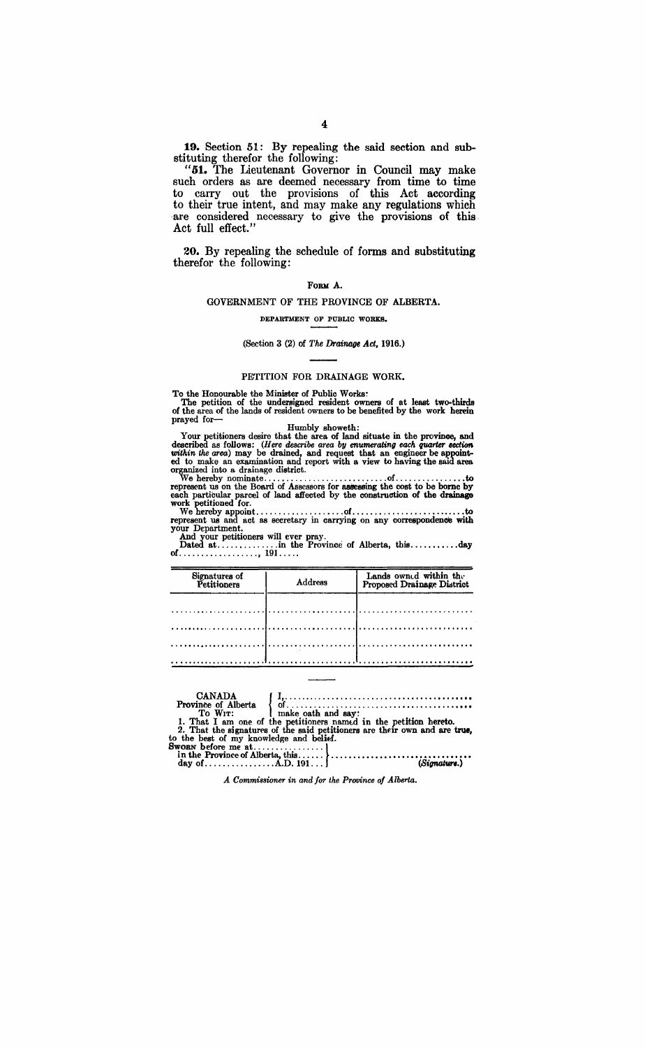**19.** Section 51: By repealing the said section and substituting therefor the following:

"**51.** The Lieutenant Governor in Council may make such orders as are deemed necessary from time to time to carry out the provisions of this Act according to their true intent, and may make any regulations which are considered necessary to give the provisions of this Act full effect."

**20.** By repealing the schedule of forms and substituting therefor the following:

FORM A.

GOVERNMENT OF THE PROVINCE OF ALBERTA.

DEPARTMENT OF PUBLIC WORKS.

(Section 3 (2) of *The Drainage Act*, 1916.)

PETITION FOR DRAINAGE WORK.

To the Honourable the Minister of Public Works:

The petition of the undersigned resident owners of at least two-thirds of the area of the lands of resident owners to be benefited by the work herein prayed for—

Humbly showeth:

Your petitioners desire that the area of land situate in the province, and described as follows: (*Here describe area by enumerating each quarter section within the area*) may be drained, and request that an engineer be appointed to make an examination and report with a view to having the said area organized into a drainage district.

We hereby nominate............................of................to represent us on the Board of Assessors for assessing the cost to be borne by each particular parcel of land affected by the construction of the drainage work petitioned for.

We hereby appoint....................of..........................to represent us and act as secretary in carrying on any correspondence with your Department.

And your petitioners will ever pray.

Dated at..............in the Province of Alberta, this...........day of.................., 191.....

| Signatures of Petitioners | Address | Lands owned within the Proposed Drainage District |
|---|---|---|
| ...................... | ...................... | ...................... |
| ...................... | ...................... | ...................... |
| ...................... | ...................... | ...................... |
| ...................... | ...................... | ...................... |

CANADA
Province of Alberta
To Wit:

I,..........................................
of..........................................
make oath and say:

1. That I am one of the petitioners named in the petition hereto.
2. That the signatures of the said petitioners are their own and are true, to the best of my knowledge and belief.

SWORN before me at................
in the Province of Alberta, this......
day of................A.D. 191...

................................
(*Signature.*)

*A Commissioner in and for the Province of Alberta.*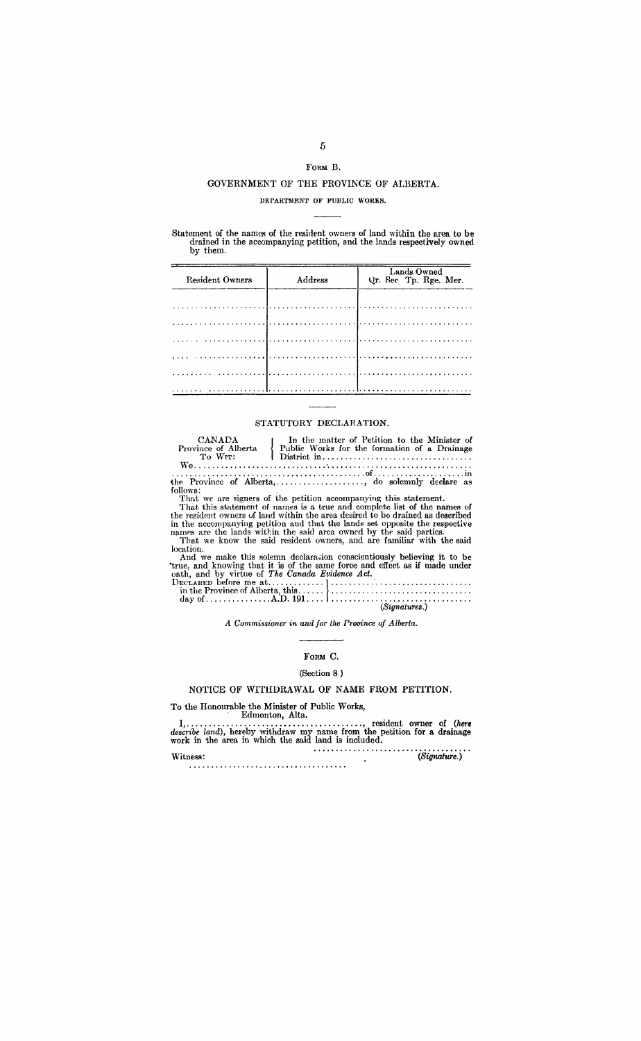FORM B.

## GOVERNMENT OF THE PROVINCE OF ALBERTA.

DEPARTMENT OF PUBLIC WORKS.

Statement of the names of the resident owners of land within the area to be drained in the accompanying petition, and the lands respectively owned by them.

| Resident Owners | Address | Lands Owned Qr. Sec Tp. Rge. Mer. |
|---|---|---|
| .................... | .................... | .......................... |
| .................... | .................... | .......................... |
| .................... | .................... | .......................... |
| .................... | .................... | .......................... |
| .................... | .................... | .......................... |
| .................... | .................... | .......................... |

## STATUTORY DECLARATION.

CANADA
Province of Alberta
To WIT:

In the matter of Petition to the Minister of Public Works for the formation of a Drainage District in..................................

We................................................................................
..........................................of......................in the Province of Alberta,...................., do solemnly declare as follows:

That we are signers of the petition accompanying this statement.

That this statement of names is a true and complete list of the names of the resident owners of land within the area desired to be drained as described in the accompanying petition and that the lands set opposite the respective names are the lands within the said area owned by the said parties.

That we know the said resident owners, and are familiar with the said location.

And we make this solemn declaration conscientiously believing it to be true, and knowing that it is of the same force and effect as if made under oath, and by virtue of *The Canada Evidence Act*.

DECLARED before me at............
in the Province of Alberta, this......
day of...............A.D. 191....

..................................
..................................
..................................
(*Signatures.*)

*A Commissioner in and for the Province of Alberta.*

FORM C.

(Section 8.)

## NOTICE OF WITHDRAWAL OF NAME FROM PETITION.

To the Honourable the Minister of Public Works,
Edmonton, Alta.

I,........................................, resident owner of (*here describe land*), hereby withdraw my name from the petition for a drainage work in the area in which the said land is included.

..................................
(*Signature.*)

Witness:
..................................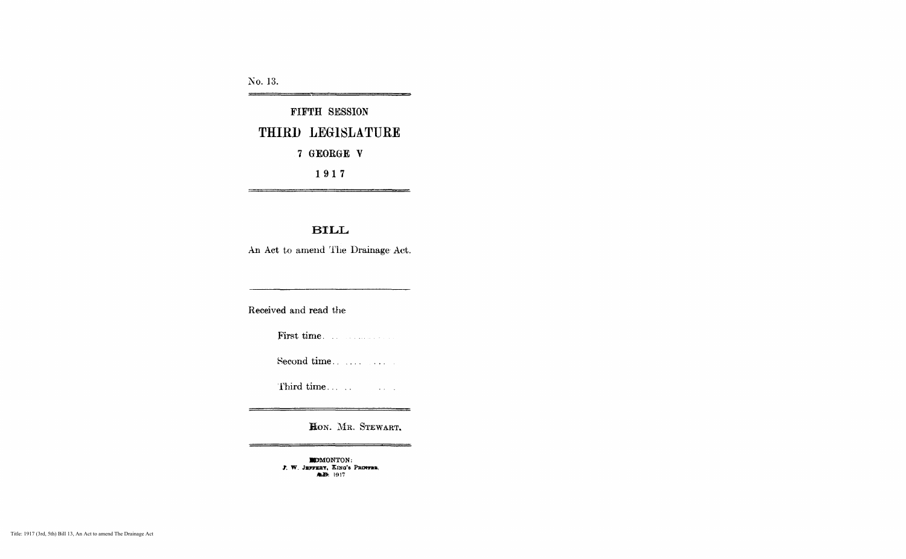No. 13.

FIFTH SESSION

# THIRD LEGISLATURE

7 GEORGE V

1917

## BILL

An Act to amend The Drainage Act.

Received and read the

First time.

Second time.

Third time.

HON. MR. STEWART.

EDMONTON:
J. W. JEFFERY, KING'S PRINTER.
A.D. 1917

Title: 1917 (3rd, 5th) Bill 13, An Act to amend The Drainage Act